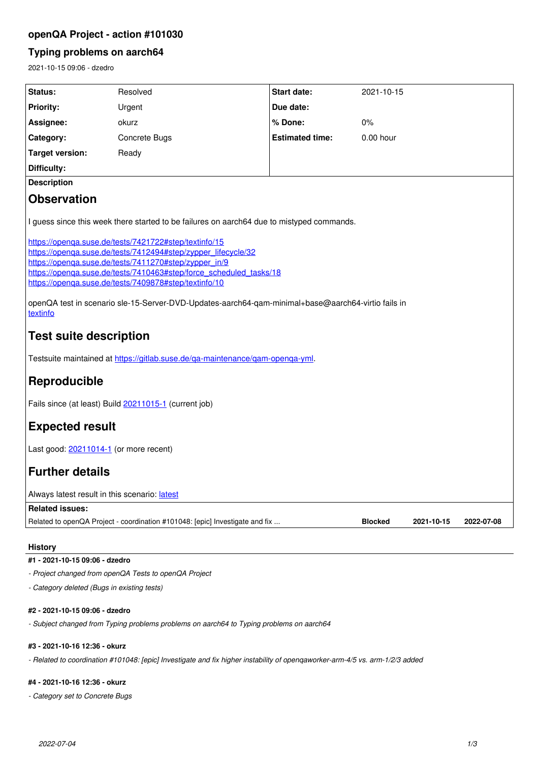# openQA Project - action #101030

## Typing problems on aarch64

2021-10-15 09:06 - dzedro

| | | | |
|---|---|---|---|
| **Status:** | Resolved | **Start date:** | 2021-10-15 |
| **Priority:** | Urgent | **Due date:** | |
| **Assignee:** | okurz | **% Done:** | 0% |
| **Category:** | Concrete Bugs | **Estimated time:** | 0.00 hour |
| **Target version:** | Ready | | |
| **Difficulty:** | | | |

**Description**

# Observation

I guess since this week there started to be failures on aarch64 due to mistyped commands.

https://openqa.suse.de/tests/7421722#step/textinfo/15
https://openqa.suse.de/tests/7412494#step/zypper_lifecycle/32
https://openqa.suse.de/tests/7411270#step/zypper_in/9
https://openqa.suse.de/tests/7410463#step/force_scheduled_tasks/18
https://openqa.suse.de/tests/7409878#step/textinfo/10

openQA test in scenario sle-15-Server-DVD-Updates-aarch64-qam-minimal+base@aarch64-virtio fails in textinfo

# Test suite description

Testsuite maintained at https://gitlab.suse.de/qa-maintenance/qam-openqa-yml.

# Reproducible

Fails since (at least) Build 20211015-1 (current job)

# Expected result

Last good: 20211014-1 (or more recent)

# Further details

Always latest result in this scenario: latest

**Related issues:**

| | | | |
|---|---|---|---|
| Related to openQA Project - coordination #101048: [epic] Investigate and fix ... | **Blocked** | 2021-10-15 | 2022-07-08 |

### History

#### #1 - 2021-10-15 09:06 - dzedro

*- Project changed from openQA Tests to openQA Project*

*- Category deleted (Bugs in existing tests)*

#### #2 - 2021-10-15 09:06 - dzedro

*- Subject changed from Typing problems problems on aarch64 to Typing problems on aarch64*

#### #3 - 2021-10-16 12:36 - okurz

*- Related to coordination #101048: [epic] Investigate and fix higher instability of openqaworker-arm-4/5 vs. arm-1/2/3 added*

#### #4 - 2021-10-16 12:36 - okurz

*- Category set to Concrete Bugs*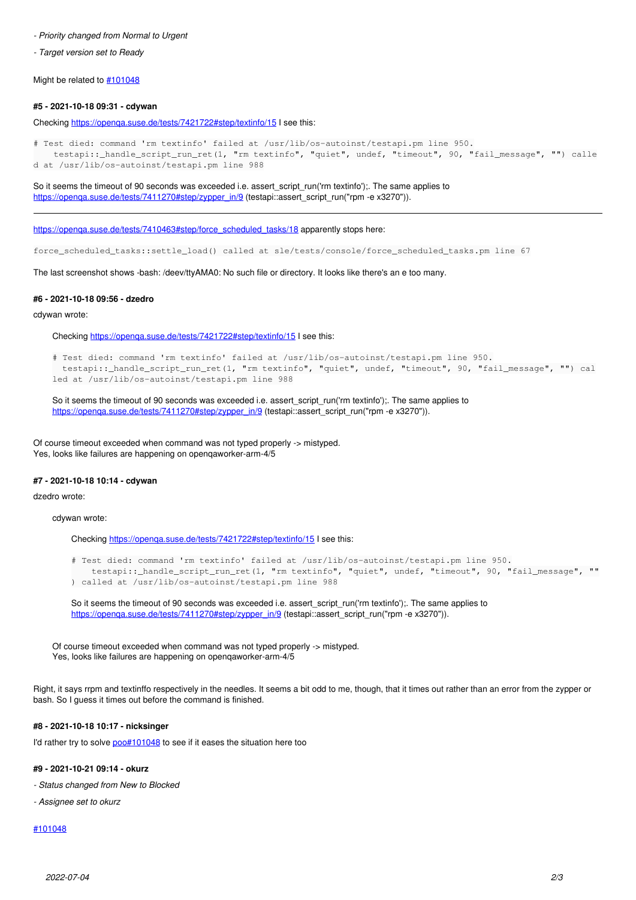- *Priority changed from Normal to Urgent*

- *Target version set to Ready*

Might be related to #101048

#### #5 - 2021-10-18 09:31 - cdywan

Checking https://openqa.suse.de/tests/7421722#step/textinfo/15 I see this:

```
# Test died: command 'rm textinfo' failed at /usr/lib/os-autoinst/testapi.pm line 950.
    testapi::_handle_script_run_ret(1, "rm textinfo", "quiet", undef, "timeout", 90, "fail_message", "") calle
d at /usr/lib/os-autoinst/testapi.pm line 988
```

So it seems the timeout of 90 seconds was exceeded i.e. assert_script_run('rm textinfo');. The same applies to https://openqa.suse.de/tests/7411270#step/zypper_in/9 (testapi::assert_script_run("rpm -e x3270")).

---

https://openqa.suse.de/tests/7410463#step/force_scheduled_tasks/18 apparently stops here:

```
force_scheduled_tasks::settle_load() called at sle/tests/console/force_scheduled_tasks.pm line 67
```

The last screenshot shows -bash: /deev/ttyAMA0: No such file or directory. It looks like there's an e too many.

#### #6 - 2021-10-18 09:56 - dzedro

cdywan wrote:

> Checking https://openqa.suse.de/tests/7421722#step/textinfo/15 I see this:
>
> ```
> # Test died: command 'rm textinfo' failed at /usr/lib/os-autoinst/testapi.pm line 950.
>   testapi::_handle_script_run_ret(1, "rm textinfo", "quiet", undef, "timeout", 90, "fail_message", "") cal
> led at /usr/lib/os-autoinst/testapi.pm line 988
> ```
>
> So it seems the timeout of 90 seconds was exceeded i.e. assert_script_run('rm textinfo');. The same applies to https://openqa.suse.de/tests/7411270#step/zypper_in/9 (testapi::assert_script_run("rpm -e x3270")).

Of course timeout exceeded when command was not typed properly -> mistyped.
Yes, looks like failures are happening on openqaworker-arm-4/5

#### #7 - 2021-10-18 10:14 - cdywan

dzedro wrote:

> cdywan wrote:
>
> > Checking https://openqa.suse.de/tests/7421722#step/textinfo/15 I see this:
> >
> > ```
> > # Test died: command 'rm textinfo' failed at /usr/lib/os-autoinst/testapi.pm line 950.
> >     testapi::_handle_script_run_ret(1, "rm textinfo", "quiet", undef, "timeout", 90, "fail_message", ""
> > ) called at /usr/lib/os-autoinst/testapi.pm line 988
> > ```
> >
> > So it seems the timeout of 90 seconds was exceeded i.e. assert_script_run('rm textinfo');. The same applies to https://openqa.suse.de/tests/7411270#step/zypper_in/9 (testapi::assert_script_run("rpm -e x3270")).
>
> Of course timeout exceeded when command was not typed properly -> mistyped.
> Yes, looks like failures are happening on openqaworker-arm-4/5

Right, it says rrpm and textinffo respectively in the needles. It seems a bit odd to me, though, that it times out rather than an error from the zypper or bash. So I guess it times out before the command is finished.

#### #8 - 2021-10-18 10:17 - nicksinger

I'd rather try to solve poo#101048 to see if it eases the situation here too

#### #9 - 2021-10-21 09:14 - okurz

- *Status changed from New to Blocked*

- *Assignee set to okurz*

#101048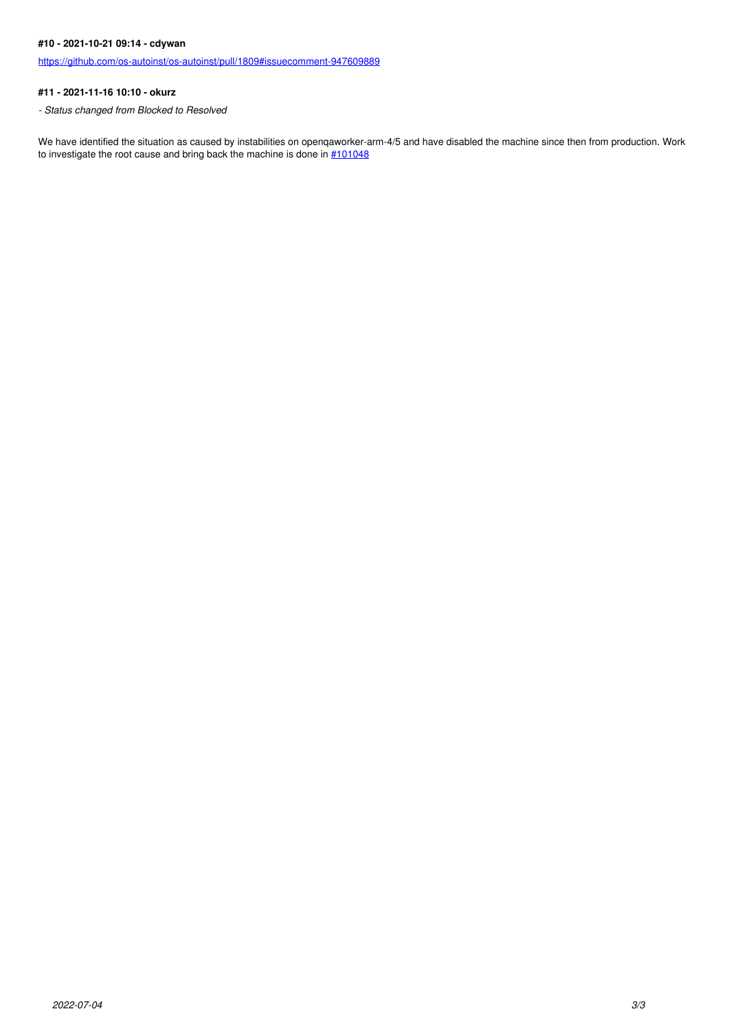#### #10 - 2021-10-21 09:14 - cdywan

https://github.com/os-autoinst/os-autoinst/pull/1809#issuecomment-947609889

#### #11 - 2021-11-16 10:10 - okurz

*- Status changed from Blocked to Resolved*

We have identified the situation as caused by instabilities on openqaworker-arm-4/5 and have disabled the machine since then from production. Work to investigate the root cause and bring back the machine is done in #101048